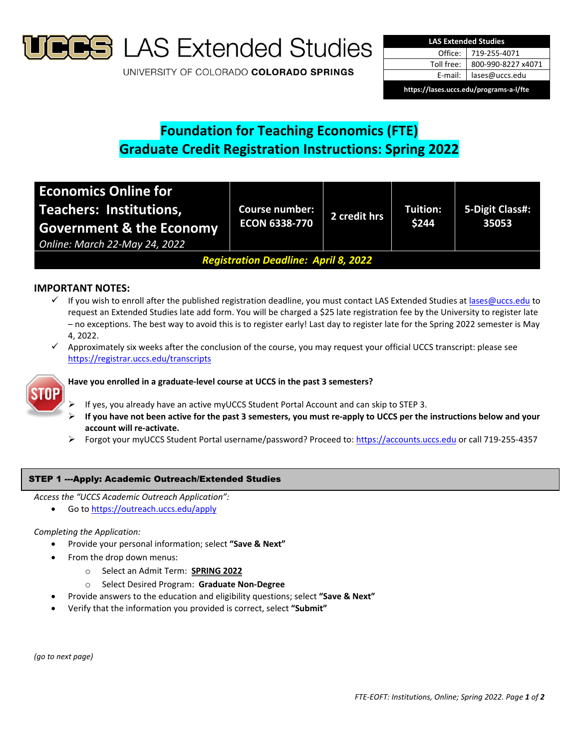UCCS LAS Extended Studies

UNIVERSITY OF COLORADO **COLORADO SPRINGS**

| **LAS Extended Studies** | |
|---|---|
| Office: | 719-255-4071 |
| Toll free: | 800-990-8227 x4071 |
| E-mail: | lases@uccs.edu |
| **https://lases.uccs.edu/programs-a-l/fte** | |

# Foundation for Teaching Economics (FTE) Graduate Credit Registration Instructions: Spring 2022

| **Economics Online for Teachers: Institutions, Government & the Economy** *Online: March 22-May 24, 2022* | **Course number: ECON 6338-770** | **2 credit hrs** | **Tuition: $244** | **5-Digit Class#: 35053** |
|---|---|---|---|---|
| ***Registration Deadline: April 8, 2022*** | | | | |

## IMPORTANT NOTES:

- ✓ If you wish to enroll after the published registration deadline, you must contact LAS Extended Studies at lases@uccs.edu to request an Extended Studies late add form. You will be charged a $25 late registration fee by the University to register late – no exceptions. The best way to avoid this is to register early! Last day to register late for the Spring 2022 semester is May 4, 2022.
- ✓ Approximately six weeks after the conclusion of the course, you may request your official UCCS transcript: please see https://registrar.uccs.edu/transcripts

STOP

**Have you enrolled in a graduate-level course at UCCS in the past 3 semesters?**

- If yes, you already have an active myUCCS Student Portal Account and can skip to STEP 3.
- **If you have not been active for the past 3 semesters, you must re-apply to UCCS per the instructions below and your account will re-activate.**
- Forgot your myUCCS Student Portal username/password? Proceed to: https://accounts.uccs.edu or call 719-255-4357

## STEP 1 ---Apply: Academic Outreach/Extended Studies

*Access the "UCCS Academic Outreach Application":*

- Go to https://outreach.uccs.edu/apply

*Completing the Application:*

- Provide your personal information; select **"Save & Next"**
- From the drop down menus:
  - Select an Admit Term: **SPRING 2022**
  - Select Desired Program: **Graduate Non-Degree**
- Provide answers to the education and eligibility questions; select **"Save & Next"**
- Verify that the information you provided is correct, select **"Submit"**

*(go to next page)*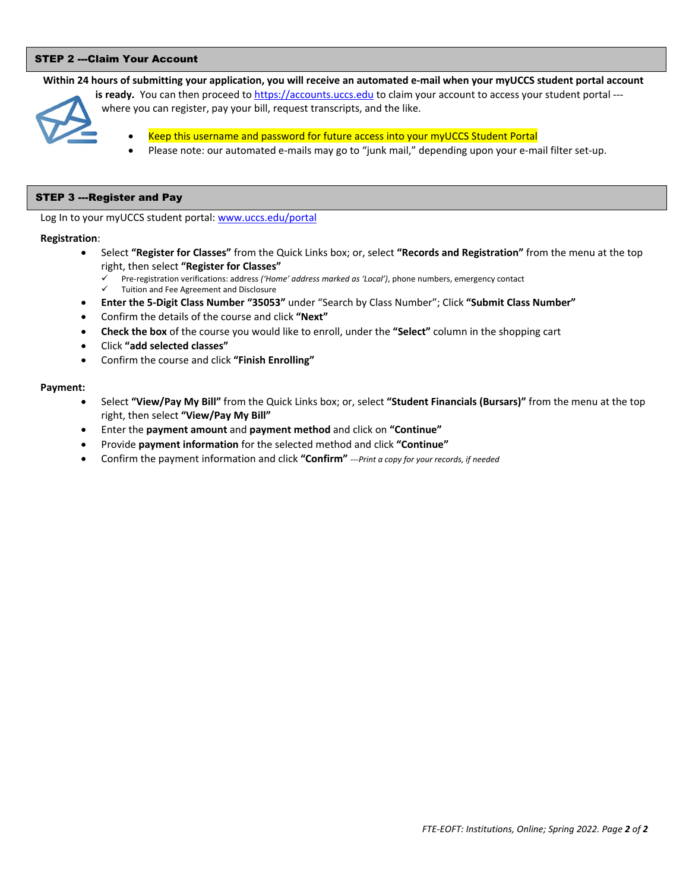## STEP 2 ---Claim Your Account

**Within 24 hours of submitting your application, you will receive an automated e-mail when your myUCCS student portal account is ready.** You can then proceed to https://accounts.uccs.edu to claim your account to access your student portal ---where you can register, pay your bill, request transcripts, and the like.

- Keep this username and password for future access into your myUCCS Student Portal
- Please note: our automated e-mails may go to "junk mail," depending upon your e-mail filter set-up.

## STEP 3 ---Register and Pay

Log In to your myUCCS student portal: www.uccs.edu/portal

**Registration**:

- Select **"Register for Classes"** from the Quick Links box; or, select **"Records and Registration"** from the menu at the top right, then select **"Register for Classes"**
  - ✓ Pre-registration verifications: address *('Home' address marked as 'Local')*, phone numbers, emergency contact
  - ✓ Tuition and Fee Agreement and Disclosure
- **Enter the 5-Digit Class Number "35053"** under "Search by Class Number"; Click **"Submit Class Number"**
- Confirm the details of the course and click **"Next"**
- **Check the box** of the course you would like to enroll, under the **"Select"** column in the shopping cart
- Click **"add selected classes"**
- Confirm the course and click **"Finish Enrolling"**

**Payment:**

- Select **"View/Pay My Bill"** from the Quick Links box; or, select **"Student Financials (Bursars)"** from the menu at the top right, then select **"View/Pay My Bill"**
- Enter the **payment amount** and **payment method** and click on **"Continue"**
- Provide **payment information** for the selected method and click **"Continue"**
- Confirm the payment information and click **"Confirm"** *---Print a copy for your records, if needed*